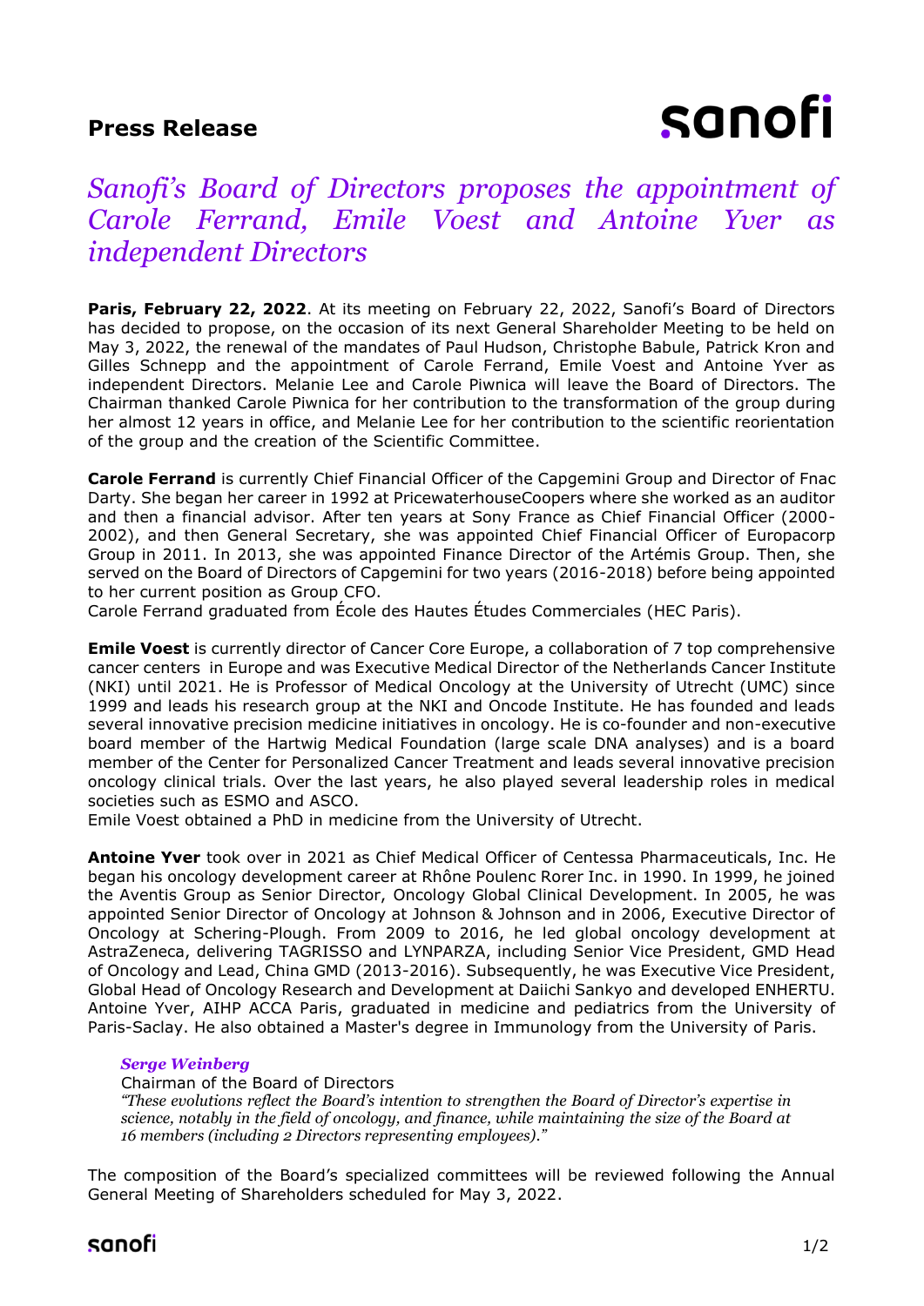**Press Release**

# *Sanofi's Board of Directors proposes the appointment of Carole Ferrand, Emile Voest and Antoine Yver as independent Directors*

**Paris, February 22, 2022**. At its meeting on February 22, 2022, Sanofi's Board of Directors has decided to propose, on the occasion of its next General Shareholder Meeting to be held on May 3, 2022, the renewal of the mandates of Paul Hudson, Christophe Babule, Patrick Kron and Gilles Schnepp and the appointment of Carole Ferrand, Emile Voest and Antoine Yver as independent Directors. Melanie Lee and Carole Piwnica will leave the Board of Directors. The Chairman thanked Carole Piwnica for her contribution to the transformation of the group during her almost 12 years in office, and Melanie Lee for her contribution to the scientific reorientation of the group and the creation of the Scientific Committee.

**Carole Ferrand** is currently Chief Financial Officer of the Capgemini Group and Director of Fnac Darty. She began her career in 1992 at PricewaterhouseCoopers where she worked as an auditor and then a financial advisor. After ten years at Sony France as Chief Financial Officer (2000-2002), and then General Secretary, she was appointed Chief Financial Officer of Europacorp Group in 2011. In 2013, she was appointed Finance Director of the Artémis Group. Then, she served on the Board of Directors of Capgemini for two years (2016-2018) before being appointed to her current position as Group CFO.
Carole Ferrand graduated from École des Hautes Études Commerciales (HEC Paris).

**Emile Voest** is currently director of Cancer Core Europe, a collaboration of 7 top comprehensive cancer centers in Europe and was Executive Medical Director of the Netherlands Cancer Institute (NKI) until 2021. He is Professor of Medical Oncology at the University of Utrecht (UMC) since 1999 and leads his research group at the NKI and Oncode Institute. He has founded and leads several innovative precision medicine initiatives in oncology. He is co-founder and non-executive board member of the Hartwig Medical Foundation (large scale DNA analyses) and is a board member of the Center for Personalized Cancer Treatment and leads several innovative precision oncology clinical trials. Over the last years, he also played several leadership roles in medical societies such as ESMO and ASCO.
Emile Voest obtained a PhD in medicine from the University of Utrecht.

**Antoine Yver** took over in 2021 as Chief Medical Officer of Centessa Pharmaceuticals, Inc. He began his oncology development career at Rhône Poulenc Rorer Inc. in 1990. In 1999, he joined the Aventis Group as Senior Director, Oncology Global Clinical Development. In 2005, he was appointed Senior Director of Oncology at Johnson & Johnson and in 2006, Executive Director of Oncology at Schering-Plough. From 2009 to 2016, he led global oncology development at AstraZeneca, delivering TAGRISSO and LYNPARZA, including Senior Vice President, GMD Head of Oncology and Lead, China GMD (2013-2016). Subsequently, he was Executive Vice President, Global Head of Oncology Research and Development at Daiichi Sankyo and developed ENHERTU. Antoine Yver, AIHP ACCA Paris, graduated in medicine and pediatrics from the University of Paris-Saclay. He also obtained a Master's degree in Immunology from the University of Paris.

> ***Serge Weinberg***
> Chairman of the Board of Directors
> *"These evolutions reflect the Board's intention to strengthen the Board of Director's expertise in science, notably in the field of oncology, and finance, while maintaining the size of the Board at 16 members (including 2 Directors representing employees)."*

The composition of the Board's specialized committees will be reviewed following the Annual General Meeting of Shareholders scheduled for May 3, 2022.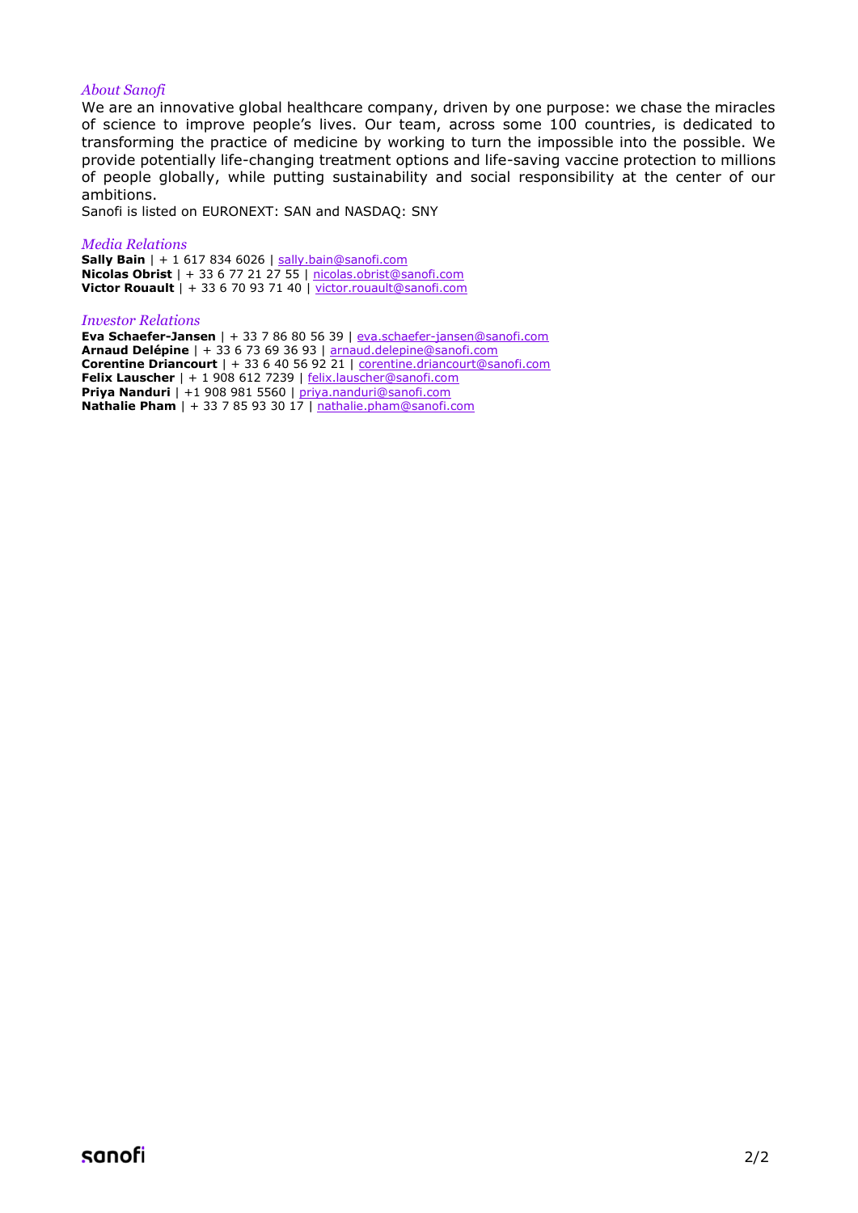*About Sanofi*

We are an innovative global healthcare company, driven by one purpose: we chase the miracles of science to improve people's lives. Our team, across some 100 countries, is dedicated to transforming the practice of medicine by working to turn the impossible into the possible. We provide potentially life-changing treatment options and life-saving vaccine protection to millions of people globally, while putting sustainability and social responsibility at the center of our ambitions.

Sanofi is listed on EURONEXT: SAN and NASDAQ: SNY

*Media Relations*

**Sally Bain** | + 1 617 834 6026 | sally.bain@sanofi.com
**Nicolas Obrist** | + 33 6 77 21 27 55 | nicolas.obrist@sanofi.com
**Victor Rouault** | + 33 6 70 93 71 40 | victor.rouault@sanofi.com

*Investor Relations*

**Eva Schaefer-Jansen** | + 33 7 86 80 56 39 | eva.schaefer-jansen@sanofi.com
**Arnaud Delépine** | + 33 6 73 69 36 93 | arnaud.delepine@sanofi.com
**Corentine Driancourt** | + 33 6 40 56 92 21 | corentine.driancourt@sanofi.com
**Felix Lauscher** | + 1 908 612 7239 | felix.lauscher@sanofi.com
**Priya Nanduri** | +1 908 981 5560 | priya.nanduri@sanofi.com
**Nathalie Pham** | + 33 7 85 93 30 17 | nathalie.pham@sanofi.com